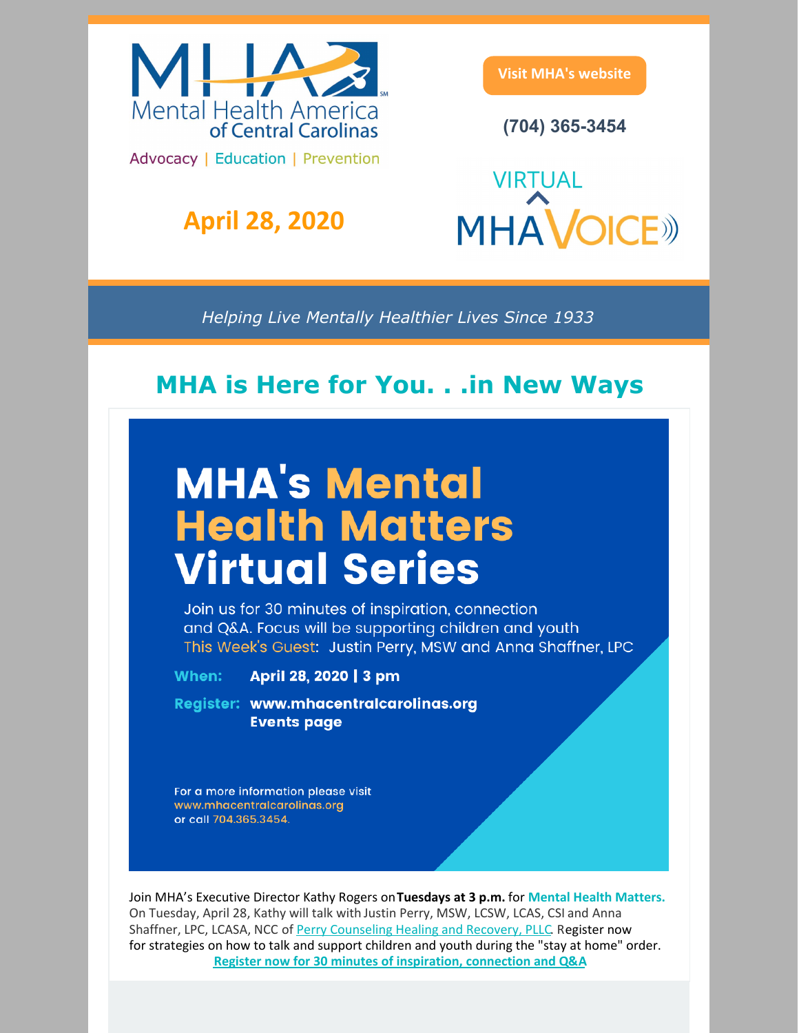MHA Mental Health America of Central Carolinas

Advocacy | Education | Prevention

Visit MHA's website

(704) 365-3454

**April 28, 2020**

VIRTUAL MHA VOICE

*Helping Live Mentally Healthier Lives Since 1933*

## MHA is Here for You. . .in New Ways

# MHA's Mental Health Matters Virtual Series

Join us for 30 minutes of inspiration, connection and Q&A. Focus will be supporting children and youth

This Week's Guest: Justin Perry, MSW and Anna Shaffner, LPC

**When:** **April 28, 2020 | 3 pm**

**Register:** **www.mhacentralcarolinas.org Events page**

For a more information please visit www.mhacentralcarolinas.org or call 704.365.3454.

Join MHA's Executive Director Kathy Rogers on **Tuesdays at 3 p.m.** for **Mental Health Matters.** On Tuesday, April 28, Kathy will talk with Justin Perry, MSW, LCSW, LCAS, CSI and Anna Shaffner, LPC, LCASA, NCC of Perry Counseling Healing and Recovery, PLLC. Register now for strategies on how to talk and support children and youth during the "stay at home" order.

**Register now for 30 minutes of inspiration, connection and Q&A**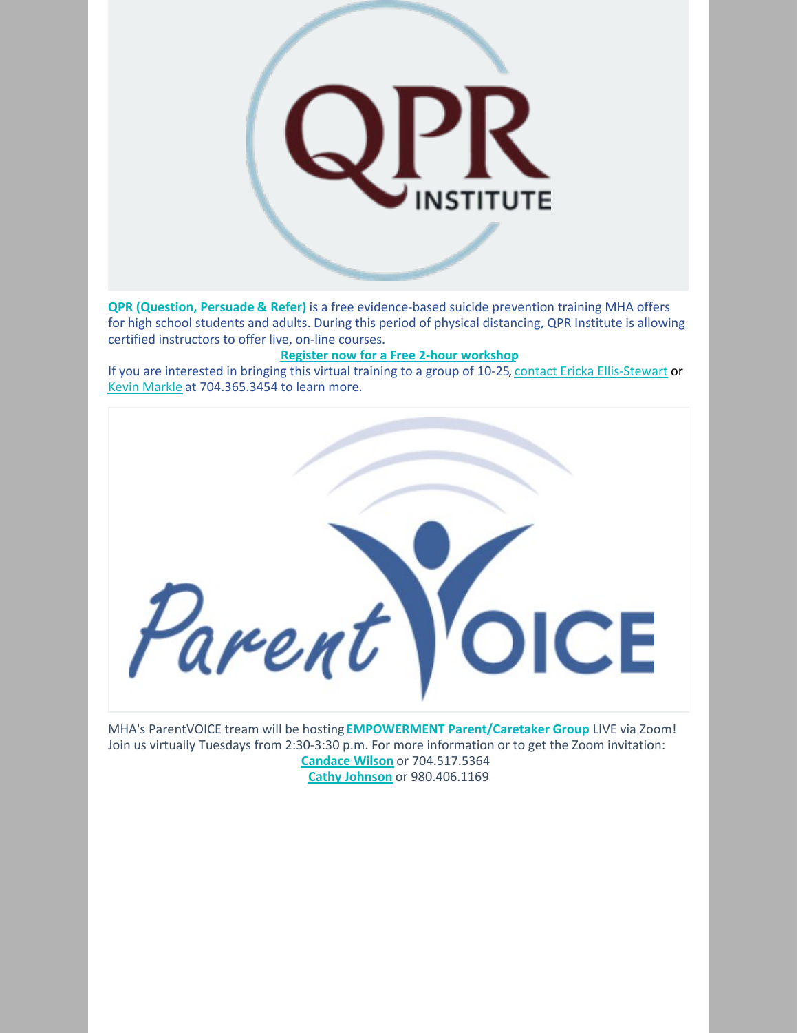**QPR (Question, Persuade & Refer)** is a free evidence-based suicide prevention training MHA offers for high school students and adults. During this period of physical distancing, QPR Institute is allowing certified instructors to offer live, on-line courses.

**Register now for a Free 2-hour workshop**

If you are interested in bringing this virtual training to a group of 10-25, contact Ericka Ellis-Stewart or Kevin Markle at 704.365.3454 to learn more.

MHA's ParentVOICE tream will be hosting **EMPOWERMENT Parent/Caretaker Group** LIVE via Zoom! Join us virtually Tuesdays from 2:30-3:30 p.m. For more information or to get the Zoom invitation:

**Candace Wilson** or 704.517.5364

**Cathy Johnson** or 980.406.1169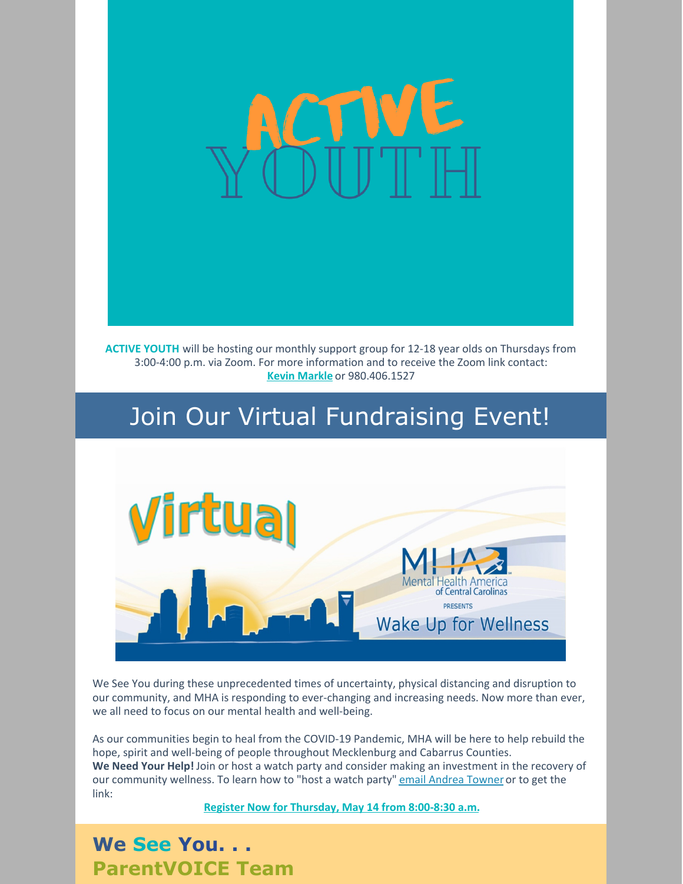**ACTIVE YOUTH** will be hosting our monthly support group for 12-18 year olds on Thursdays from 3:00-4:00 p.m. via Zoom. For more information and to receive the Zoom link contact: **Kevin Markle** or 980.406.1527

## Join Our Virtual Fundraising Event!

We See You during these unprecedented times of uncertainty, physical distancing and disruption to our community, and MHA is responding to ever-changing and increasing needs. Now more than ever, we all need to focus on our mental health and well-being.

As our communities begin to heal from the COVID-19 Pandemic, MHA will be here to help rebuild the hope, spirit and well-being of people throughout Mecklenburg and Cabarrus Counties.
**We Need Your Help!** Join or host a watch party and consider making an investment in the recovery of our community wellness. To learn how to "host a watch party" email Andrea Towner or to get the link:

**Register Now for Thursday, May 14 from 8:00-8:30 a.m.**

## We See You. . .
## ParentVOICE Team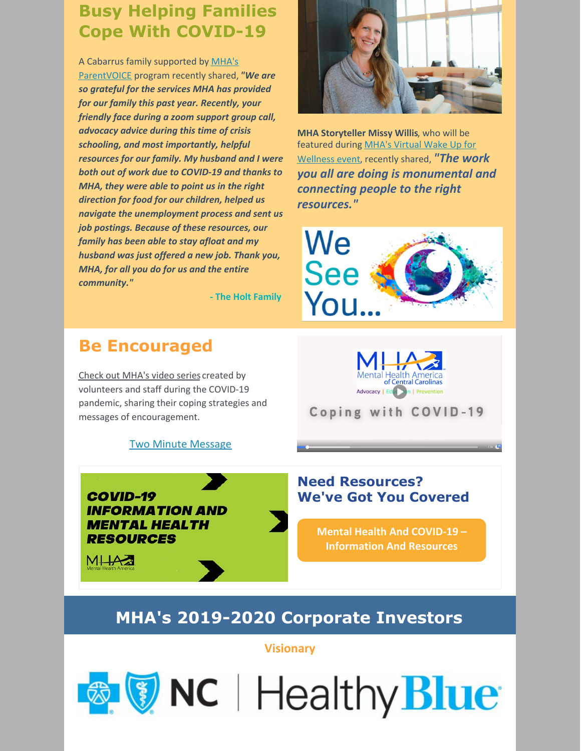## Busy Helping Families Cope With COVID-19

A Cabarrus family supported by MHA's ParentVOICE program recently shared, ***"We are so grateful for the services MHA has provided for our family this past year. Recently, your friendly face during a zoom support group call, advocacy advice during this time of crisis schooling, and most importantly, helpful resources for our family. My husband and I were both out of work due to COVID-19 and thanks to MHA, they were able to point us in the right direction for food for our children, helped us navigate the unemployment process and sent us job postings. Because of these resources, our family has been able to stay afloat and my husband was just offered a new job. Thank you, MHA, for all you do for us and the entire community."***

**- The Holt Family**

**MHA Storyteller Missy Willis**, who will be featured during MHA's Virtual Wake Up for Wellness event, recently shared, ***"The work you all are doing is monumental and connecting people to the right resources."***

We See You...

## Be Encouraged

Check out MHA's video series created by volunteers and staff during the COVID-19 pandemic, sharing their coping strategies and messages of encouragement.

Two Minute Message

Mental Health America of Central Carolinas
Advocacy | Education | Prevention

Coping with COVID-19

COVID-19 INFORMATION AND MENTAL HEALTH RESOURCES

## Need Resources? We've Got You Covered

Mental Health And COVID-19 – Information And Resources

## MHA's 2019-2020 Corporate Investors

**Visionary**

NC | Healthy Blue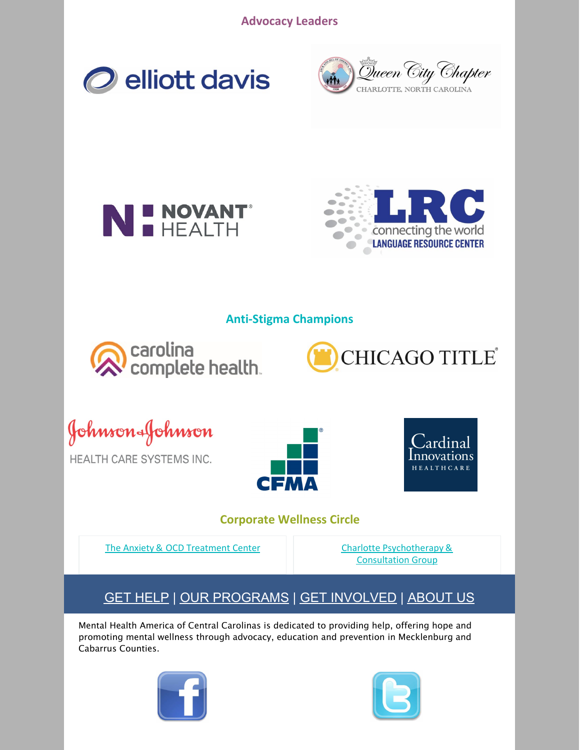## Advocacy Leaders

elliott davis

Queen City Chapter
CHARLOTTE, NORTH CAROLINA

NOVANT HEALTH

LRC
connecting the world
LANGUAGE RESOURCE CENTER

## Anti-Stigma Champions

carolina complete health

CHICAGO TITLE

Johnson & Johnson
HEALTH CARE SYSTEMS INC.

CFMA

Cardinal Innovations
HEALTHCARE

## Corporate Wellness Circle

The Anxiety & OCD Treatment Center

Charlotte Psychotherapy & Consultation Group

GET HELP | OUR PROGRAMS | GET INVOLVED | ABOUT US

Mental Health America of Central Carolinas is dedicated to providing help, offering hope and promoting mental wellness through advocacy, education and prevention in Mecklenburg and Cabarrus Counties.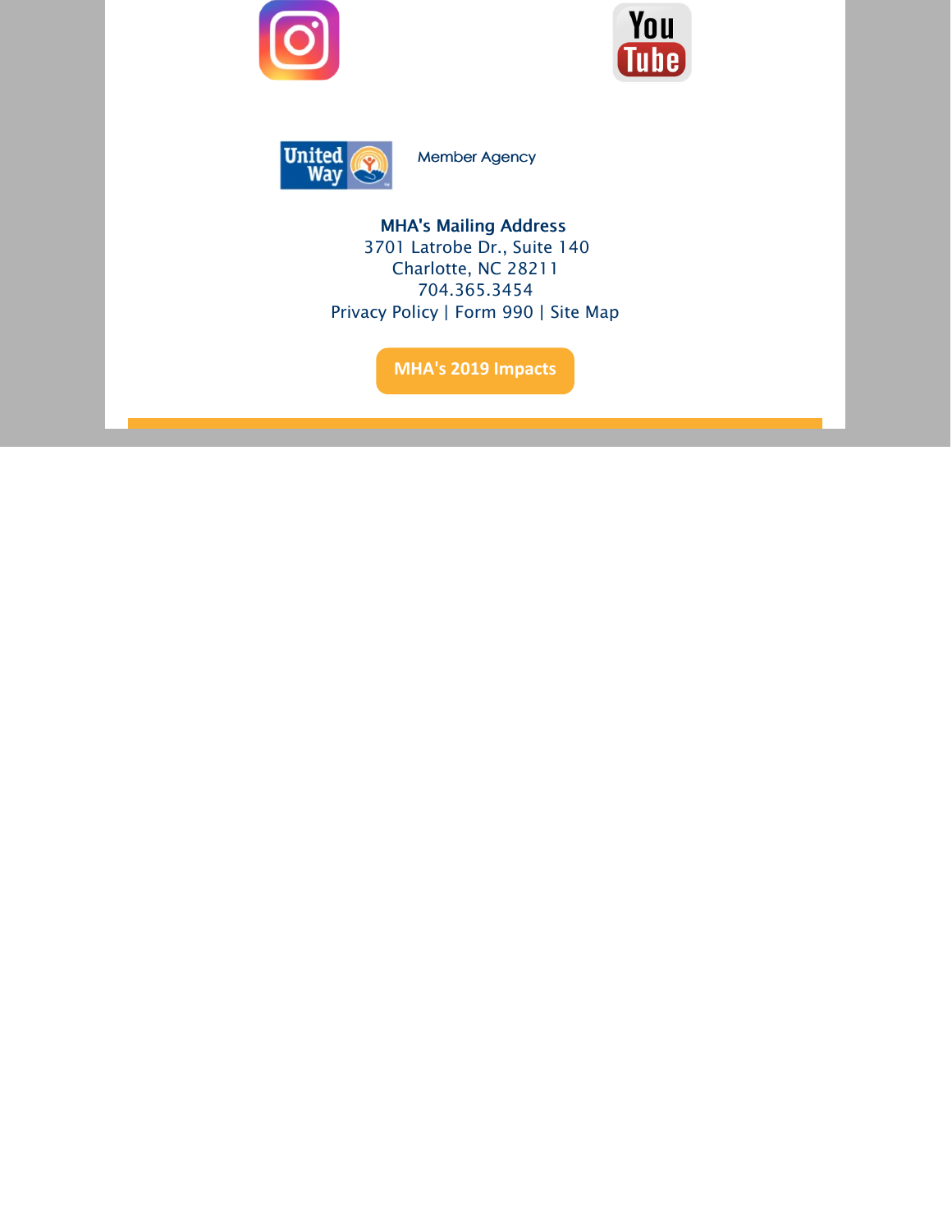Member Agency

**MHA's Mailing Address**
3701 Latrobe Dr., Suite 140
Charlotte, NC 28211
704.365.3454
Privacy Policy | Form 990 | Site Map

MHA's 2019 Impacts